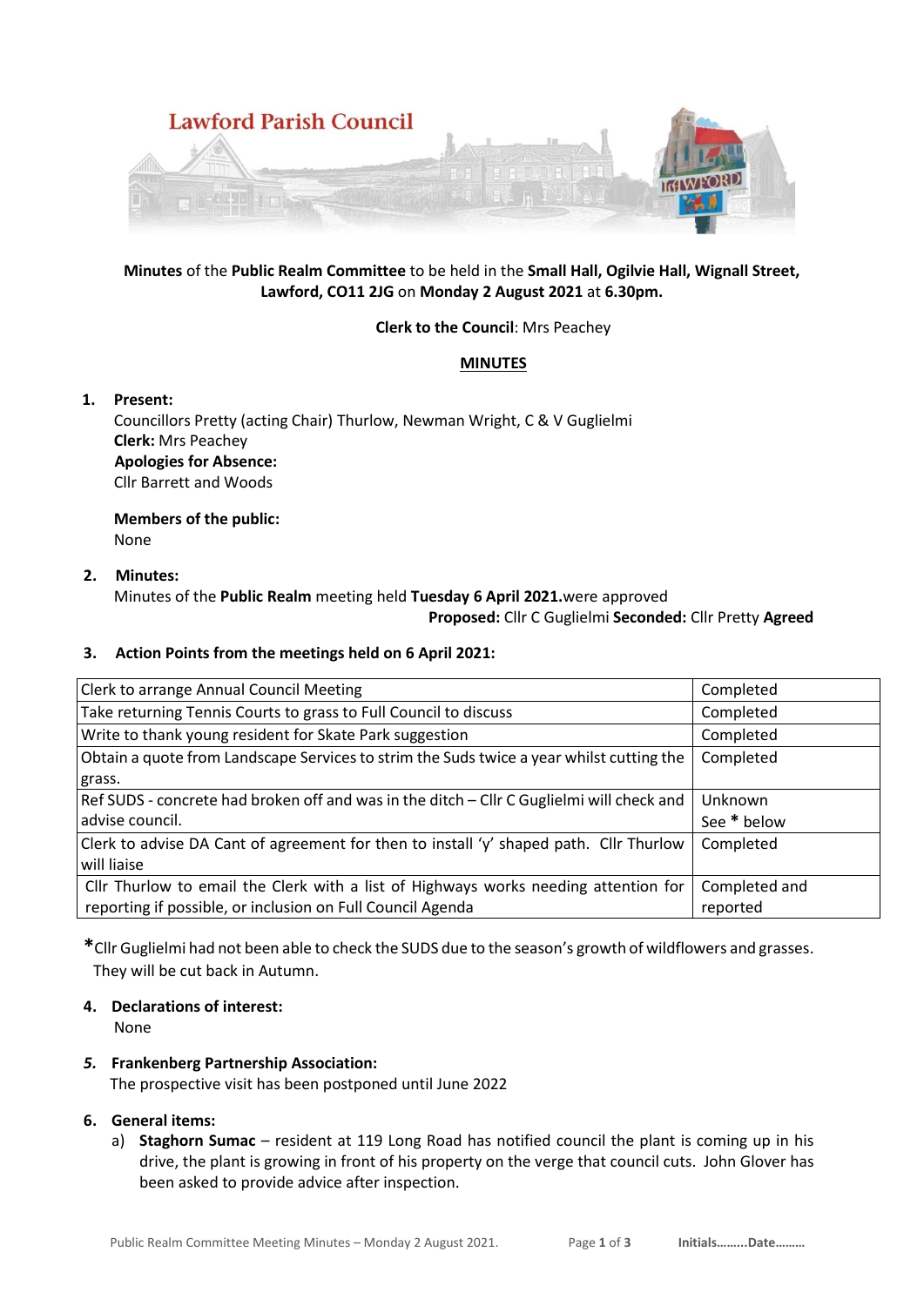# Lawford Parish Council

**Minutes** of the **Public Realm Committee** to be held in the **Small Hall, Ogilvie Hall, Wignall Street, Lawford, CO11 2JG** on **Monday 2 August 2021** at **6.30pm.**

**Clerk to the Council**: Mrs Peachey

**MINUTES**

1. **Present:**
   Councillors Pretty (acting Chair) Thurlow, Newman Wright, C & V Guglielmi
   **Clerk:** Mrs Peachey
   **Apologies for Absence:**
   Cllr Barrett and Woods

   **Members of the public:**
   None

2. **Minutes:**
   Minutes of the **Public Realm** meeting held **Tuesday 6 April 2021.**were approved
   **Proposed:** Cllr C Guglielmi **Seconded:** Cllr Pretty **Agreed**

3. **Action Points from the meetings held on 6 April 2021:**

| Action | Status |
|---|---|
| Clerk to arrange Annual Council Meeting | Completed |
| Take returning Tennis Courts to grass to Full Council to discuss | Completed |
| Write to thank young resident for Skate Park suggestion | Completed |
| Obtain a quote from Landscape Services to strim the Suds twice a year whilst cutting the grass. | Completed |
| Ref SUDS - concrete had broken off and was in the ditch – Cllr C Guglielmi will check and advise council. | Unknown See * below |
| Clerk to advise DA Cant of agreement for then to install 'y' shaped path. Cllr Thurlow will liaise | Completed |
| Cllr Thurlow to email the Clerk with a list of Highways works needing attention for reporting if possible, or inclusion on Full Council Agenda | Completed and reported |

*Cllr Guglielmi had not been able to check the SUDS due to the season's growth of wildflowers and grasses. They will be cut back in Autumn.

4. **Declarations of interest:**
   None

5. ***Frankenberg Partnership Association:***
   The prospective visit has been postponed until June 2022

6. **General items:**
   a) **Staghorn Sumac** – resident at 119 Long Road has notified council the plant is coming up in his drive, the plant is growing in front of his property on the verge that council cuts. John Glover has been asked to provide advice after inspection.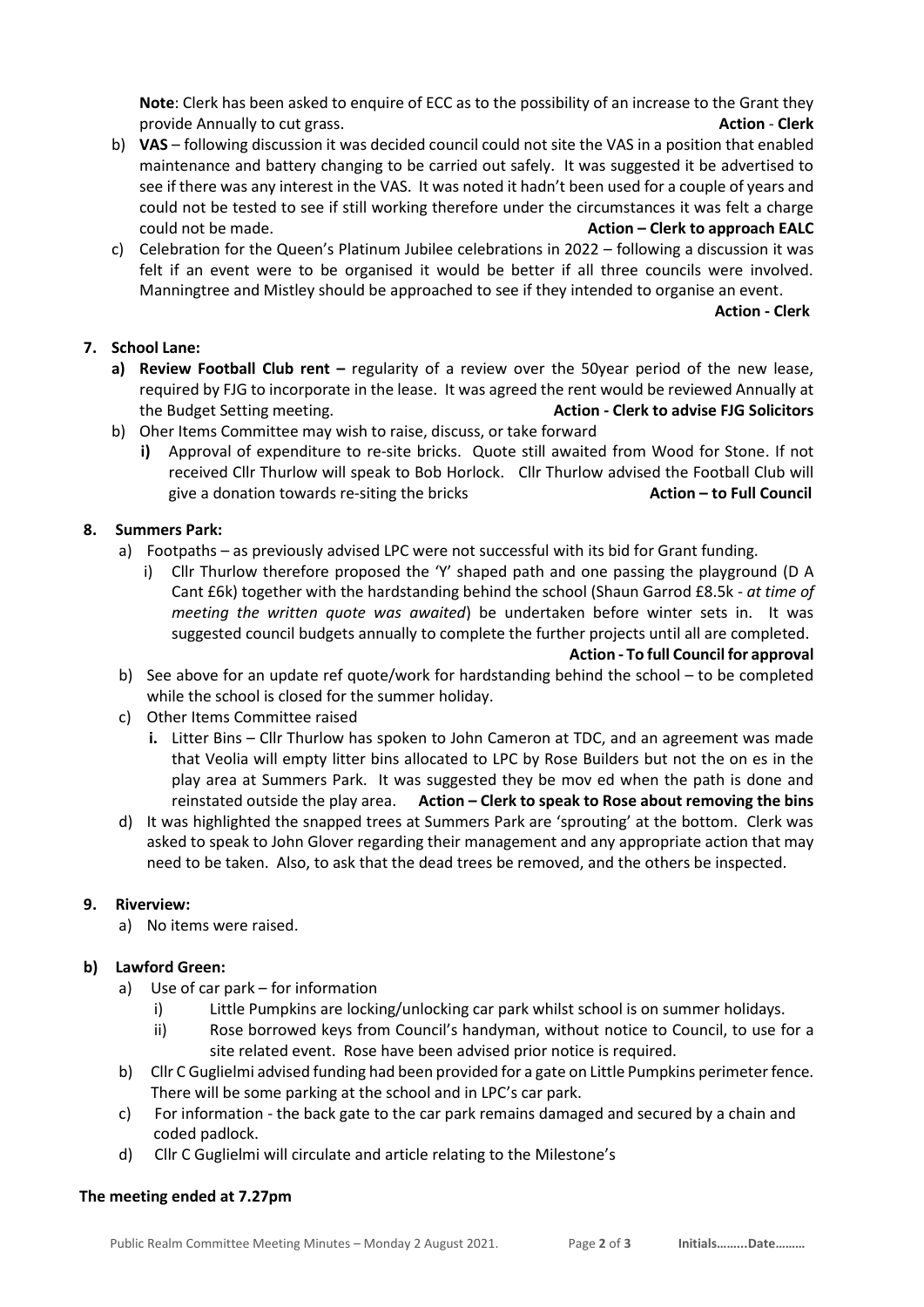**Note**: Clerk has been asked to enquire of ECC as to the possibility of an increase to the Grant they provide Annually to cut grass. **Action** - **Clerk**

b) **VAS** – following discussion it was decided council could not site the VAS in a position that enabled maintenance and battery changing to be carried out safely. It was suggested it be advertised to see if there was any interest in the VAS. It was noted it hadn't been used for a couple of years and could not be tested to see if still working therefore under the circumstances it was felt a charge could not be made. **Action – Clerk to approach EALC**

c) Celebration for the Queen's Platinum Jubilee celebrations in 2022 – following a discussion it was felt if an event were to be organised it would be better if all three councils were involved. Manningtree and Mistley should be approached to see if they intended to organise an event. **Action - Clerk**

**7. School Lane:**

**a) Review Football Club rent –** regularity of a review over the 50year period of the new lease, required by FJG to incorporate in the lease. It was agreed the rent would be reviewed Annually at the Budget Setting meeting. **Action - Clerk to advise FJG Solicitors**

b) Oher Items Committee may wish to raise, discuss, or take forward

**i)** Approval of expenditure to re-site bricks. Quote still awaited from Wood for Stone. If not received Cllr Thurlow will speak to Bob Horlock. Cllr Thurlow advised the Football Club will give a donation towards re-siting the bricks **Action – to Full Council**

**8. Summers Park:**

a) Footpaths – as previously advised LPC were not successful with its bid for Grant funding.

i) Cllr Thurlow therefore proposed the 'Y' shaped path and one passing the playground (D A Cant £6k) together with the hardstanding behind the school (Shaun Garrod £8.5k - *at time of meeting the written quote was awaited*) be undertaken before winter sets in. It was suggested council budgets annually to complete the further projects until all are completed. **Action - To full Council for approval**

b) See above for an update ref quote/work for hardstanding behind the school – to be completed while the school is closed for the summer holiday.

c) Other Items Committee raised

**i.** Litter Bins – Cllr Thurlow has spoken to John Cameron at TDC, and an agreement was made that Veolia will empty litter bins allocated to LPC by Rose Builders but not the on es in the play area at Summers Park. It was suggested they be mov ed when the path is done and reinstated outside the play area. **Action – Clerk to speak to Rose about removing the bins**

d) It was highlighted the snapped trees at Summers Park are 'sprouting' at the bottom. Clerk was asked to speak to John Glover regarding their management and any appropriate action that may need to be taken. Also, to ask that the dead trees be removed, and the others be inspected.

**9. Riverview:**

a) No items were raised.

**b) Lawford Green:**

a) Use of car park – for information

i) Little Pumpkins are locking/unlocking car park whilst school is on summer holidays.

ii) Rose borrowed keys from Council's handyman, without notice to Council, to use for a site related event. Rose have been advised prior notice is required.

b) Cllr C Guglielmi advised funding had been provided for a gate on Little Pumpkins perimeter fence. There will be some parking at the school and in LPC's car park.

c) For information - the back gate to the car park remains damaged and secured by a chain and coded padlock.

d) Cllr C Guglielmi will circulate and article relating to the Milestone's

**The meeting ended at 7.27pm**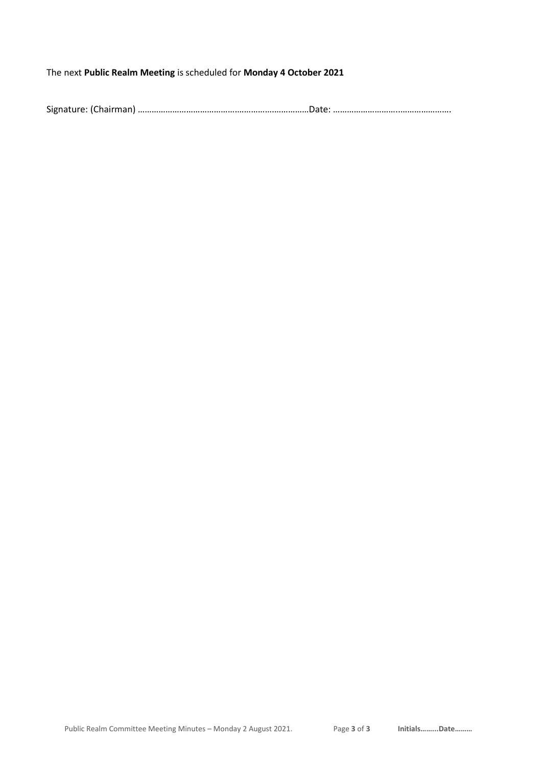The next **Public Realm Meeting** is scheduled for **Monday 4 October 2021**

Signature: (Chairman) ………………………………………………………………Date: …………………………..…………………….